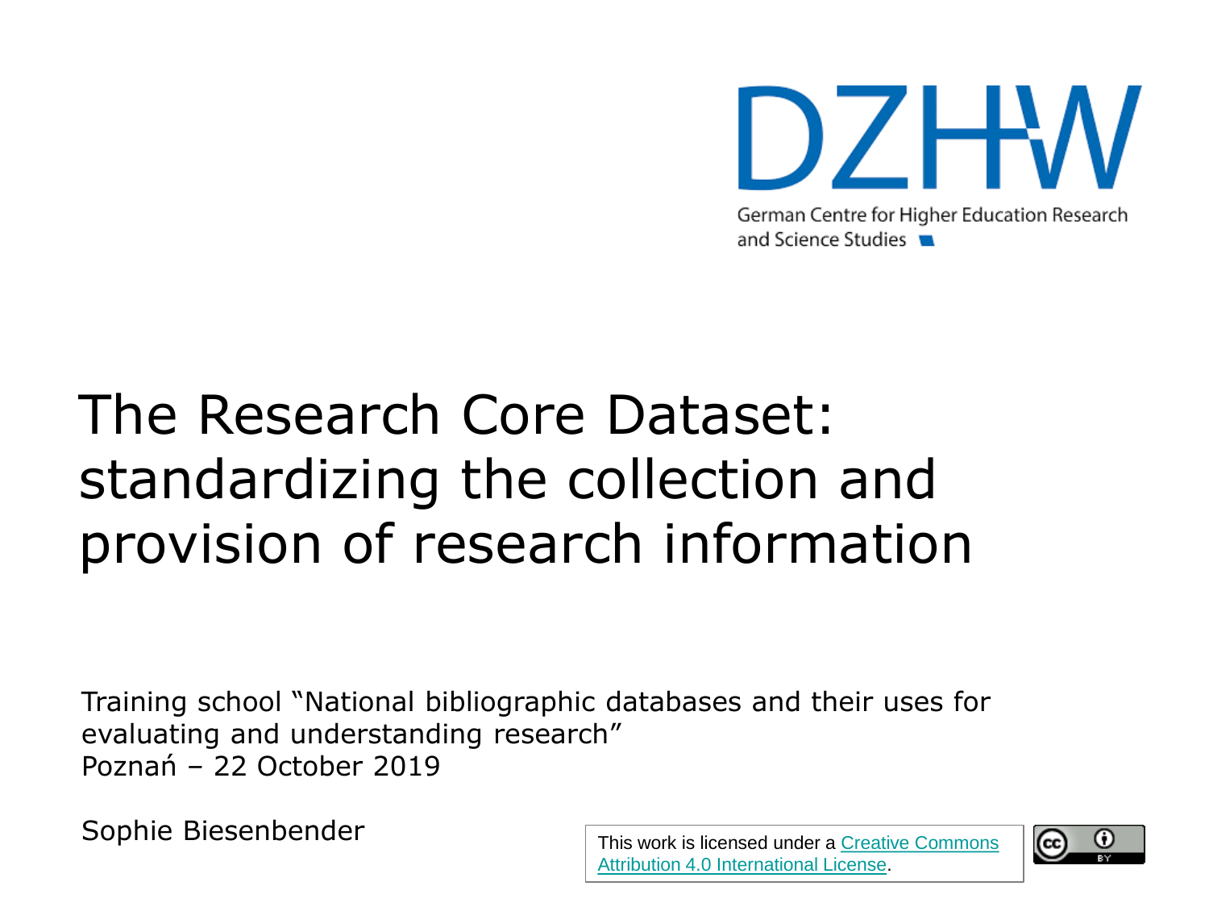DZHW

German Centre for Higher Education Research and Science Studies

# The Research Core Dataset: standardizing the collection and provision of research information

Training school "National bibliographic databases and their uses for evaluating and understanding research"
Poznań – 22 October 2019

Sophie Biesenbender

This work is licensed under a Creative Commons Attribution 4.0 International License.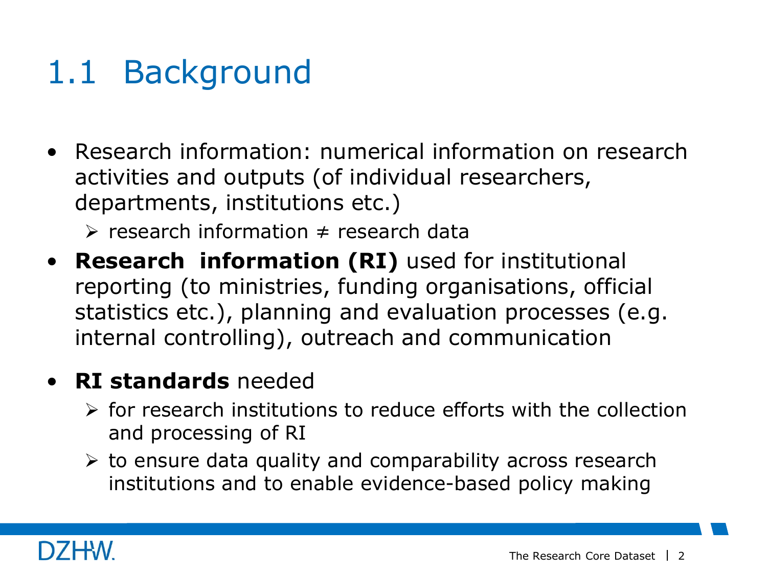# 1.1 Background

- Research information: numerical information on research activities and outputs (of individual researchers, departments, institutions etc.)
  - research information ≠ research data
- **Research information (RI)** used for institutional reporting (to ministries, funding organisations, official statistics etc.), planning and evaluation processes (e.g. internal controlling), outreach and communication
- **RI standards** needed
  - for research institutions to reduce efforts with the collection and processing of RI
  - to ensure data quality and comparability across research institutions and to enable evidence-based policy making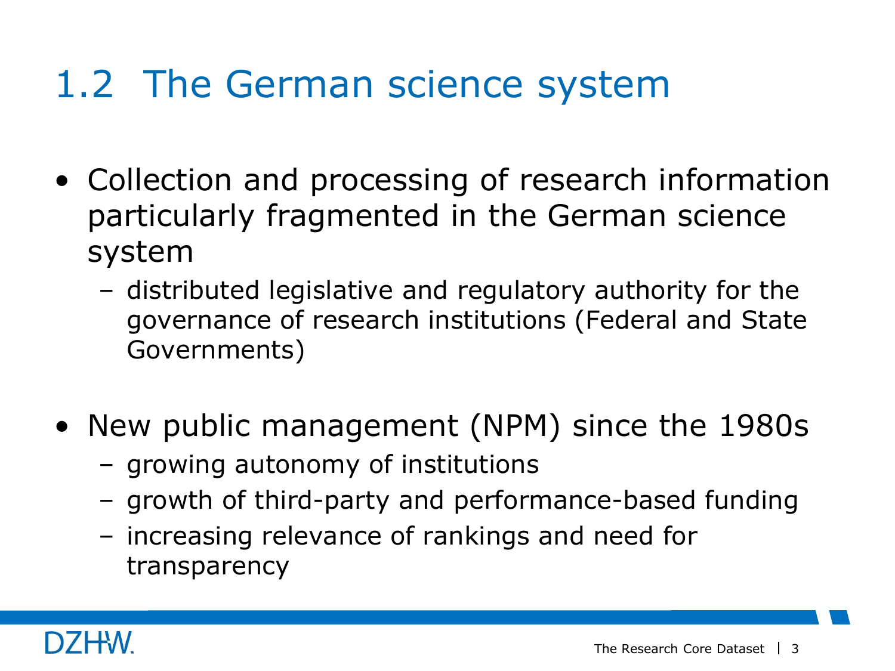# 1.2 The German science system

- Collection and processing of research information particularly fragmented in the German science system
  - distributed legislative and regulatory authority for the governance of research institutions (Federal and State Governments)

- New public management (NPM) since the 1980s
  - growing autonomy of institutions
  - growth of third-party and performance-based funding
  - increasing relevance of rankings and need for transparency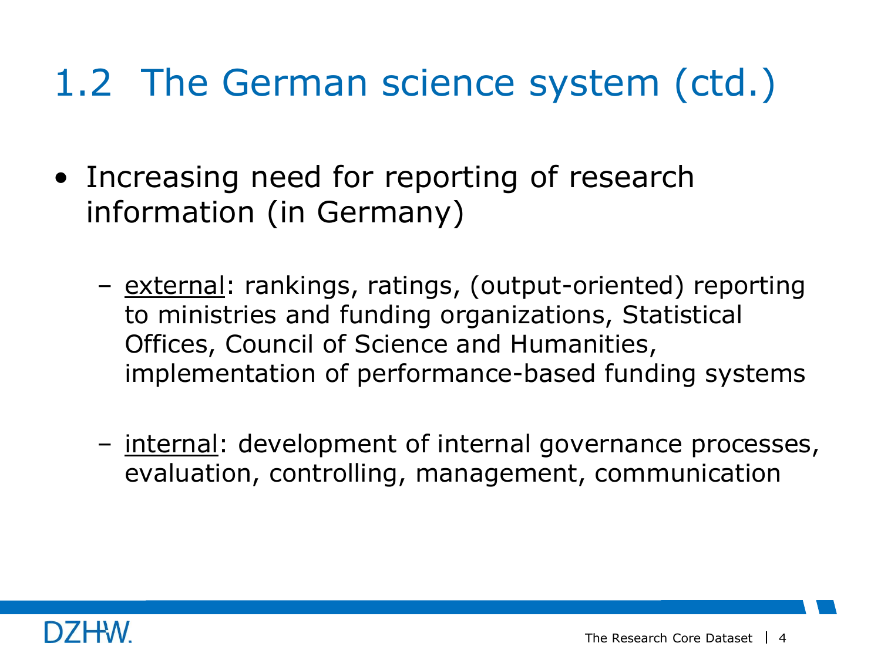# 1.2 The German science system (ctd.)

- Increasing need for reporting of research information (in Germany)
  - external: rankings, ratings, (output-oriented) reporting to ministries and funding organizations, Statistical Offices, Council of Science and Humanities, implementation of performance-based funding systems
  - internal: development of internal governance processes, evaluation, controlling, management, communication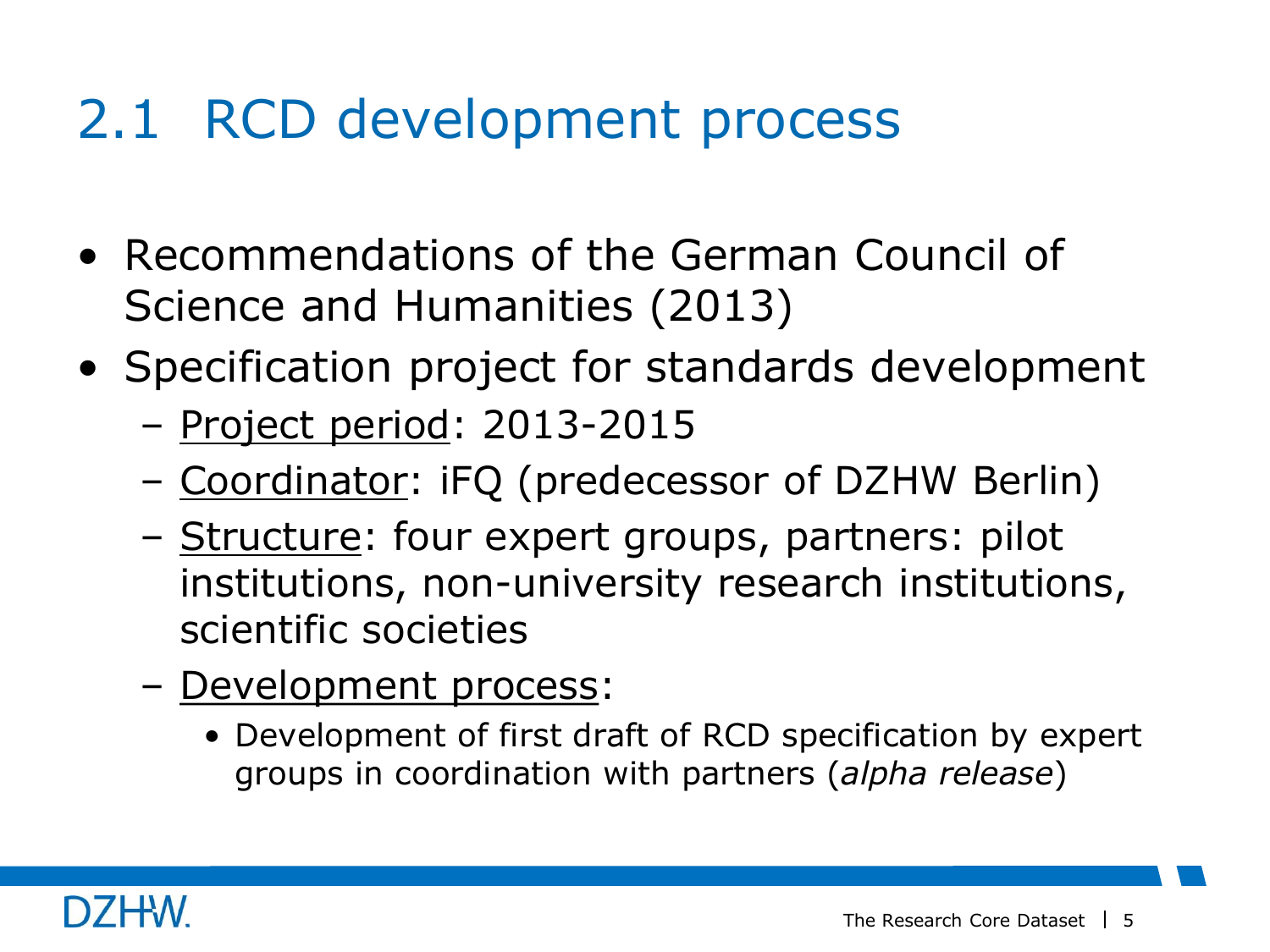## 2.1 RCD development process

- Recommendations of the German Council of Science and Humanities (2013)
- Specification project for standards development
  - Project period: 2013-2015
  - Coordinator: iFQ (predecessor of DZHW Berlin)
  - Structure: four expert groups, partners: pilot institutions, non-university research institutions, scientific societies
  - Development process:
    - Development of first draft of RCD specification by expert groups in coordination with partners (*alpha release*)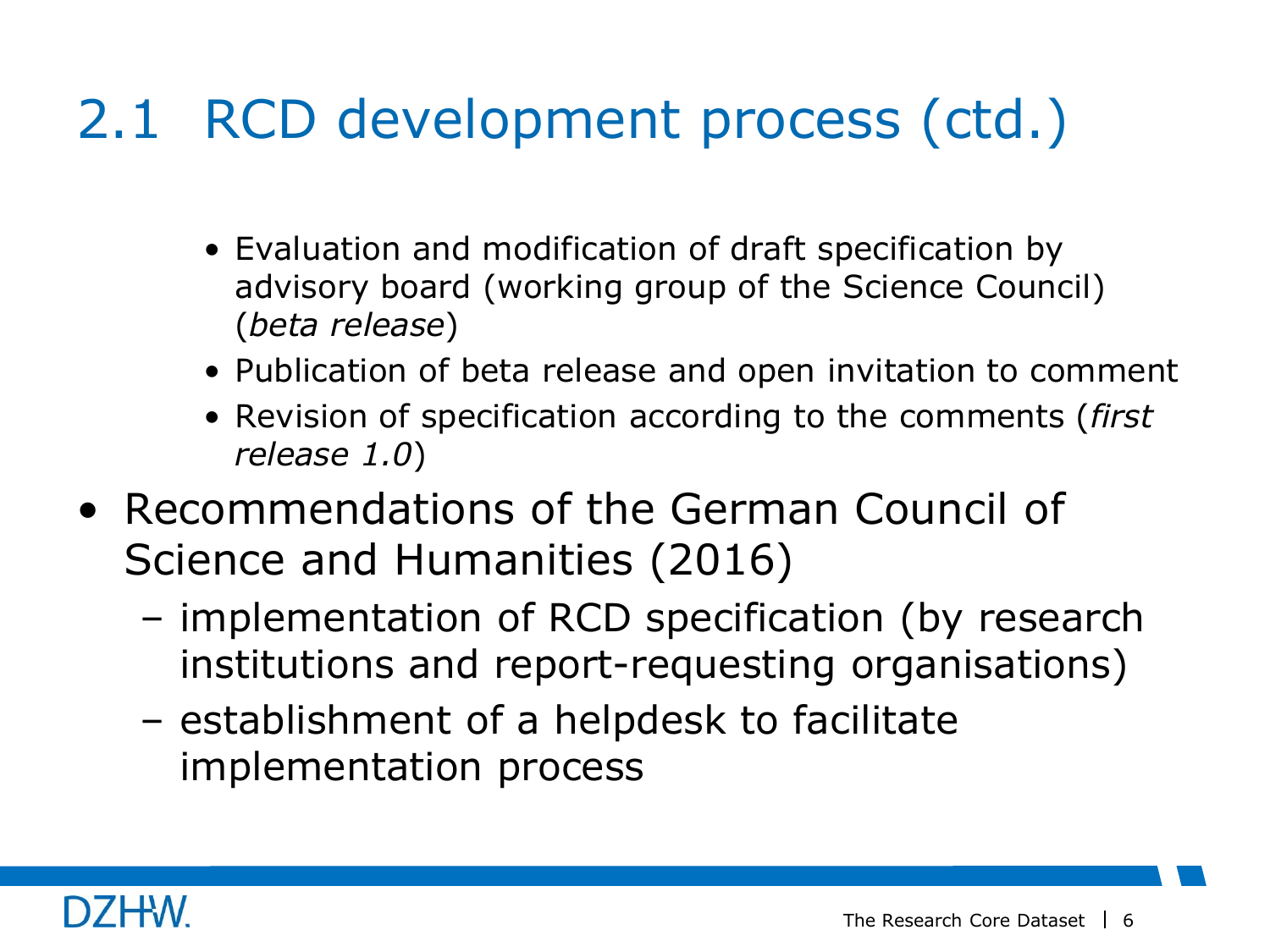# 2.1 RCD development process (ctd.)

  - Evaluation and modification of draft specification by advisory board (working group of the Science Council) (*beta release*)
  - Publication of beta release and open invitation to comment
  - Revision of specification according to the comments (*first release 1.0*)
- Recommendations of the German Council of Science and Humanities (2016)
  - implementation of RCD specification (by research institutions and report-requesting organisations)
  - establishment of a helpdesk to facilitate implementation process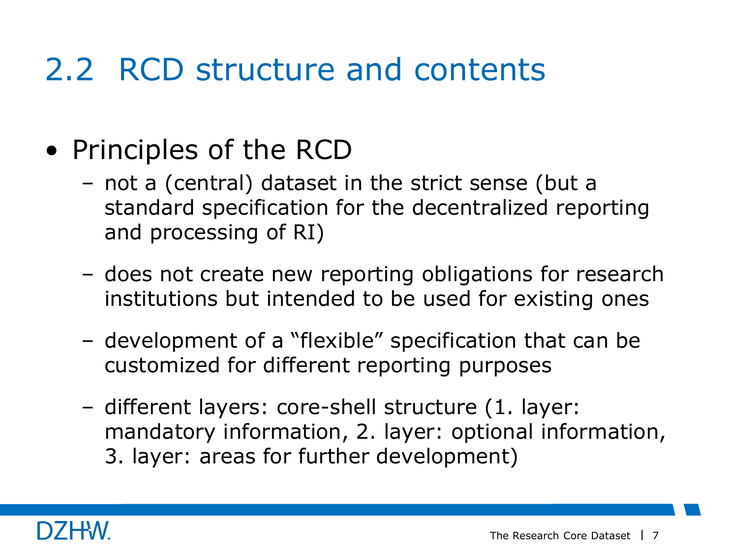## 2.2 RCD structure and contents

- Principles of the RCD
  - not a (central) dataset in the strict sense (but a standard specification for the decentralized reporting and processing of RI)
  - does not create new reporting obligations for research institutions but intended to be used for existing ones
  - development of a "flexible" specification that can be customized for different reporting purposes
  - different layers: core-shell structure (1. layer: mandatory information, 2. layer: optional information, 3. layer: areas for further development)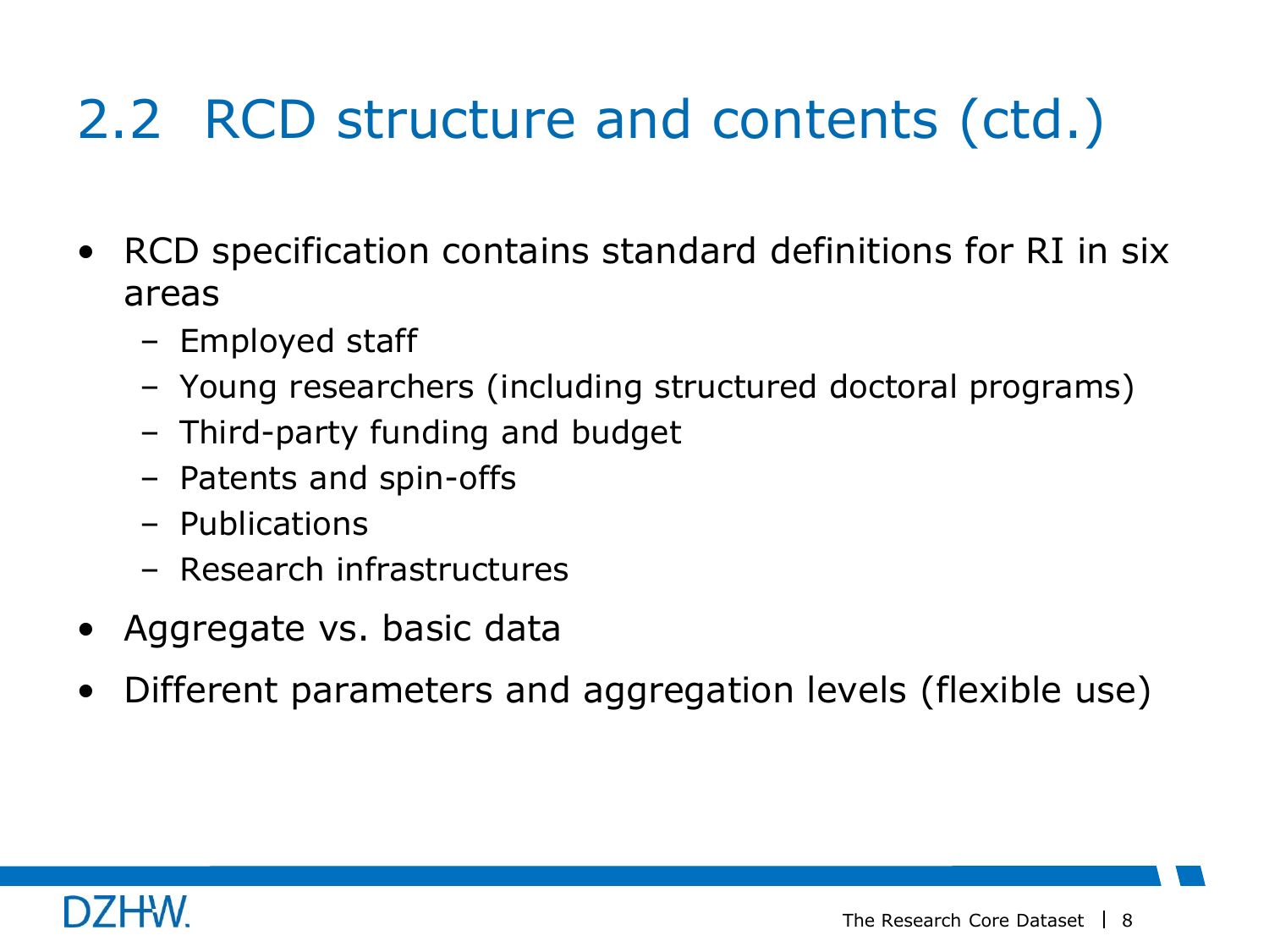# 2.2 RCD structure and contents (ctd.)

- RCD specification contains standard definitions for RI in six areas
  - Employed staff
  - Young researchers (including structured doctoral programs)
  - Third-party funding and budget
  - Patents and spin-offs
  - Publications
  - Research infrastructures
- Aggregate vs. basic data
- Different parameters and aggregation levels (flexible use)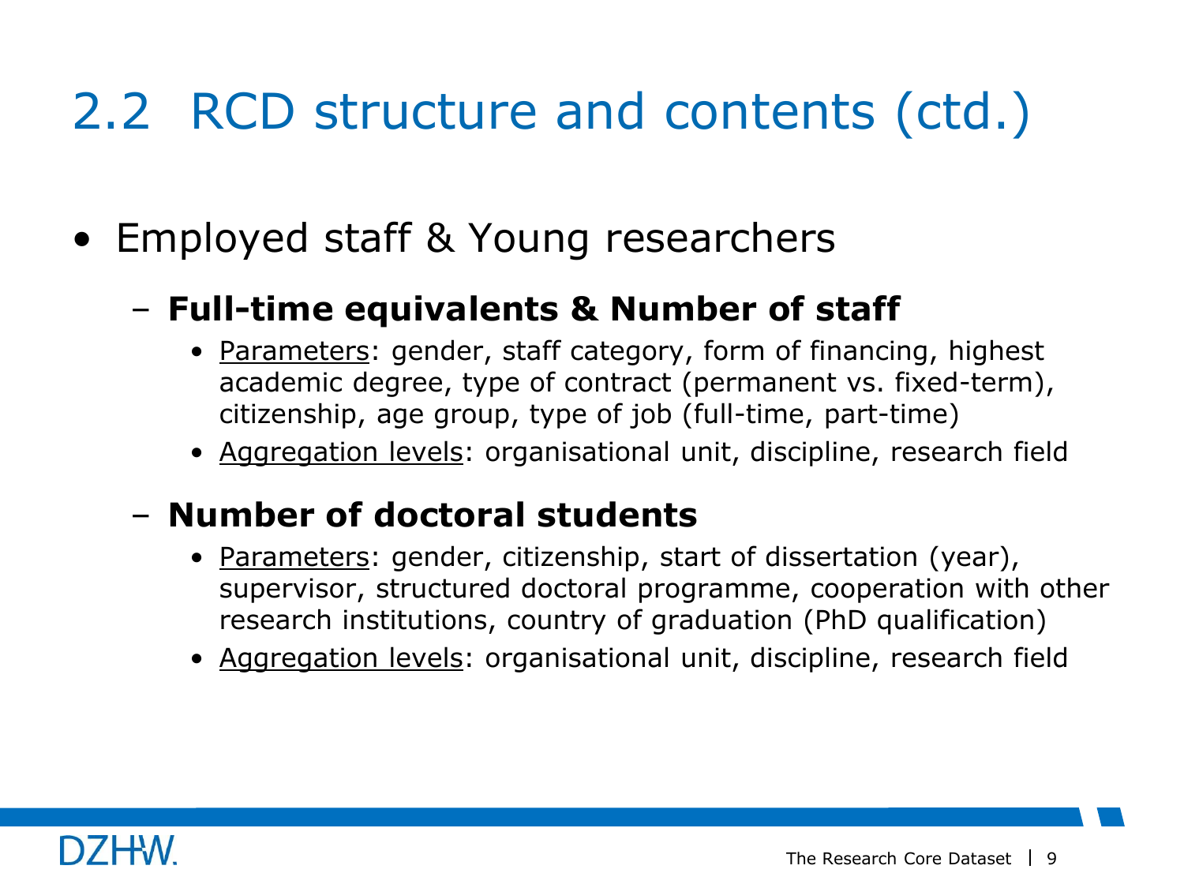# 2.2 RCD structure and contents (ctd.)

- Employed staff & Young researchers
  - **Full-time equivalents & Number of staff**
    - Parameters: gender, staff category, form of financing, highest academic degree, type of contract (permanent vs. fixed-term), citizenship, age group, type of job (full-time, part-time)
    - Aggregation levels: organisational unit, discipline, research field
  - **Number of doctoral students**
    - Parameters: gender, citizenship, start of dissertation (year), supervisor, structured doctoral programme, cooperation with other research institutions, country of graduation (PhD qualification)
    - Aggregation levels: organisational unit, discipline, research field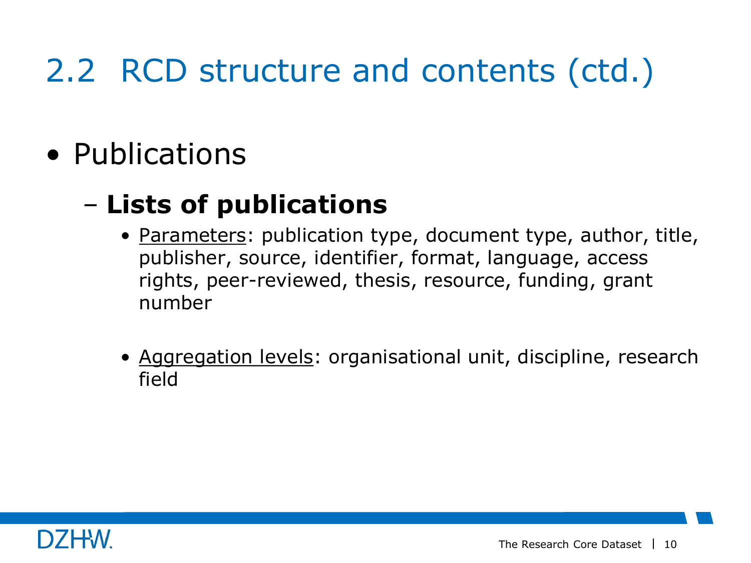# 2.2 RCD structure and contents (ctd.)

- Publications
  - **Lists of publications**
    - Parameters: publication type, document type, author, title, publisher, source, identifier, format, language, access rights, peer-reviewed, thesis, resource, funding, grant number
    - Aggregation levels: organisational unit, discipline, research field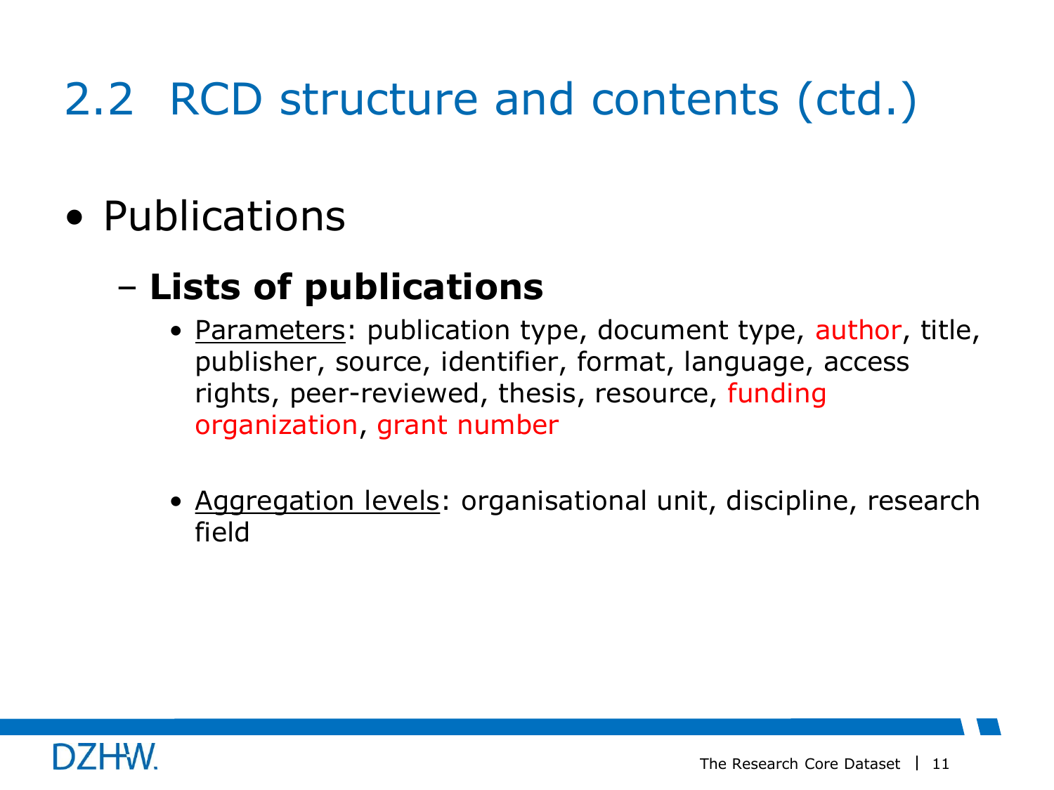# 2.2 RCD structure and contents (ctd.)

- Publications
  - **Lists of publications**
    - Parameters: publication type, document type, author, title, publisher, source, identifier, format, language, access rights, peer-reviewed, thesis, resource, funding organization, grant number
    - Aggregation levels: organisational unit, discipline, research field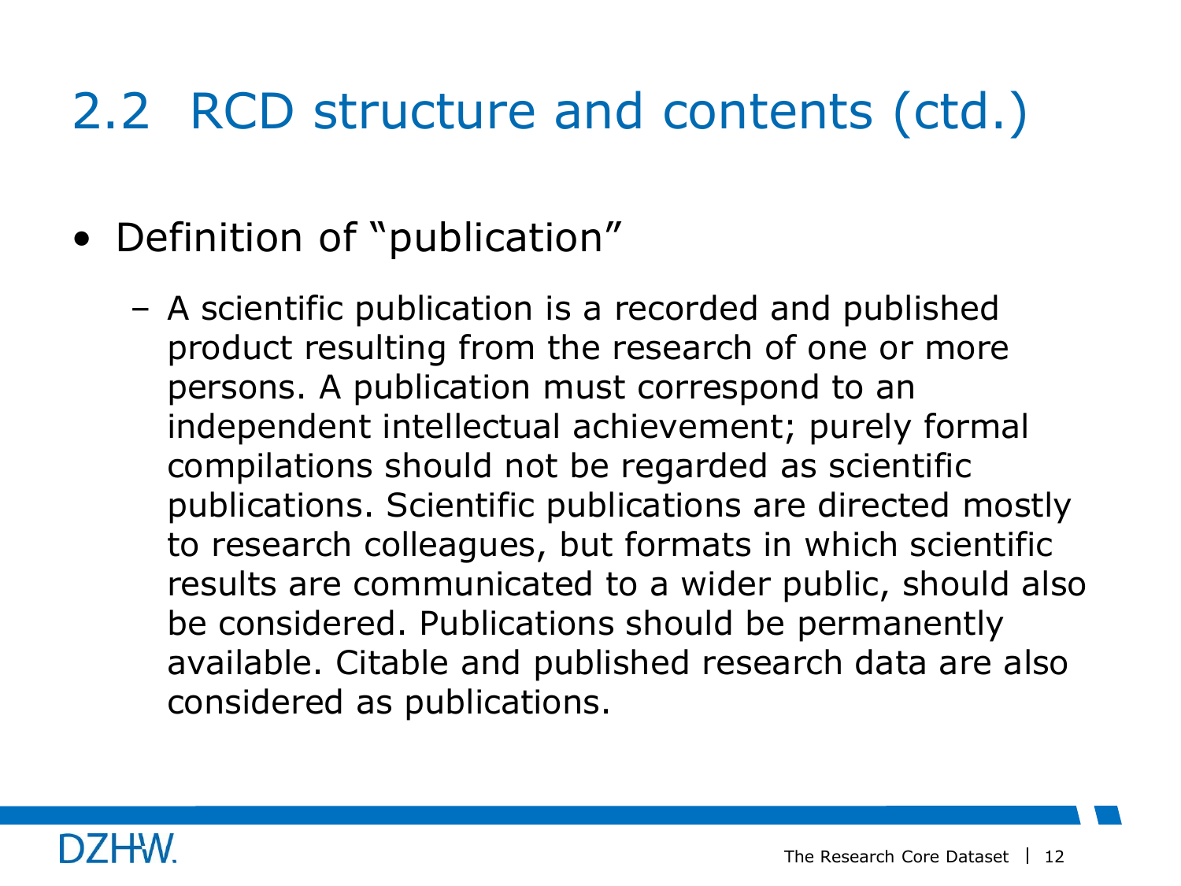## 2.2 RCD structure and contents (ctd.)

- Definition of "publication"
  - A scientific publication is a recorded and published product resulting from the research of one or more persons. A publication must correspond to an independent intellectual achievement; purely formal compilations should not be regarded as scientific publications. Scientific publications are directed mostly to research colleagues, but formats in which scientific results are communicated to a wider public, should also be considered. Publications should be permanently available. Citable and published research data are also considered as publications.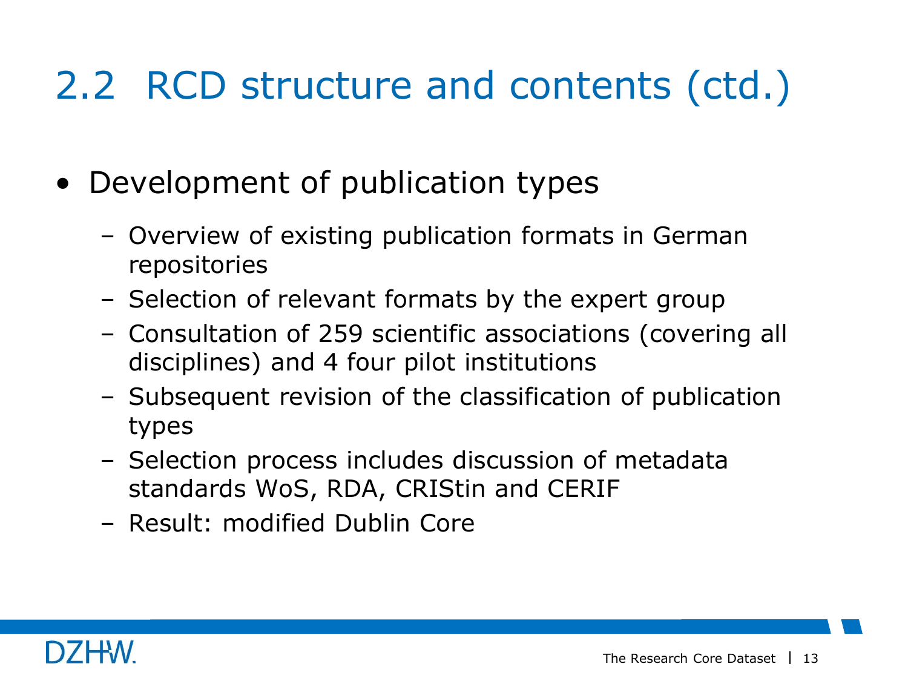# 2.2 RCD structure and contents (ctd.)

- Development of publication types
  - Overview of existing publication formats in German repositories
  - Selection of relevant formats by the expert group
  - Consultation of 259 scientific associations (covering all disciplines) and 4 four pilot institutions
  - Subsequent revision of the classification of publication types
  - Selection process includes discussion of metadata standards WoS, RDA, CRIStin and CERIF
  - Result: modified Dublin Core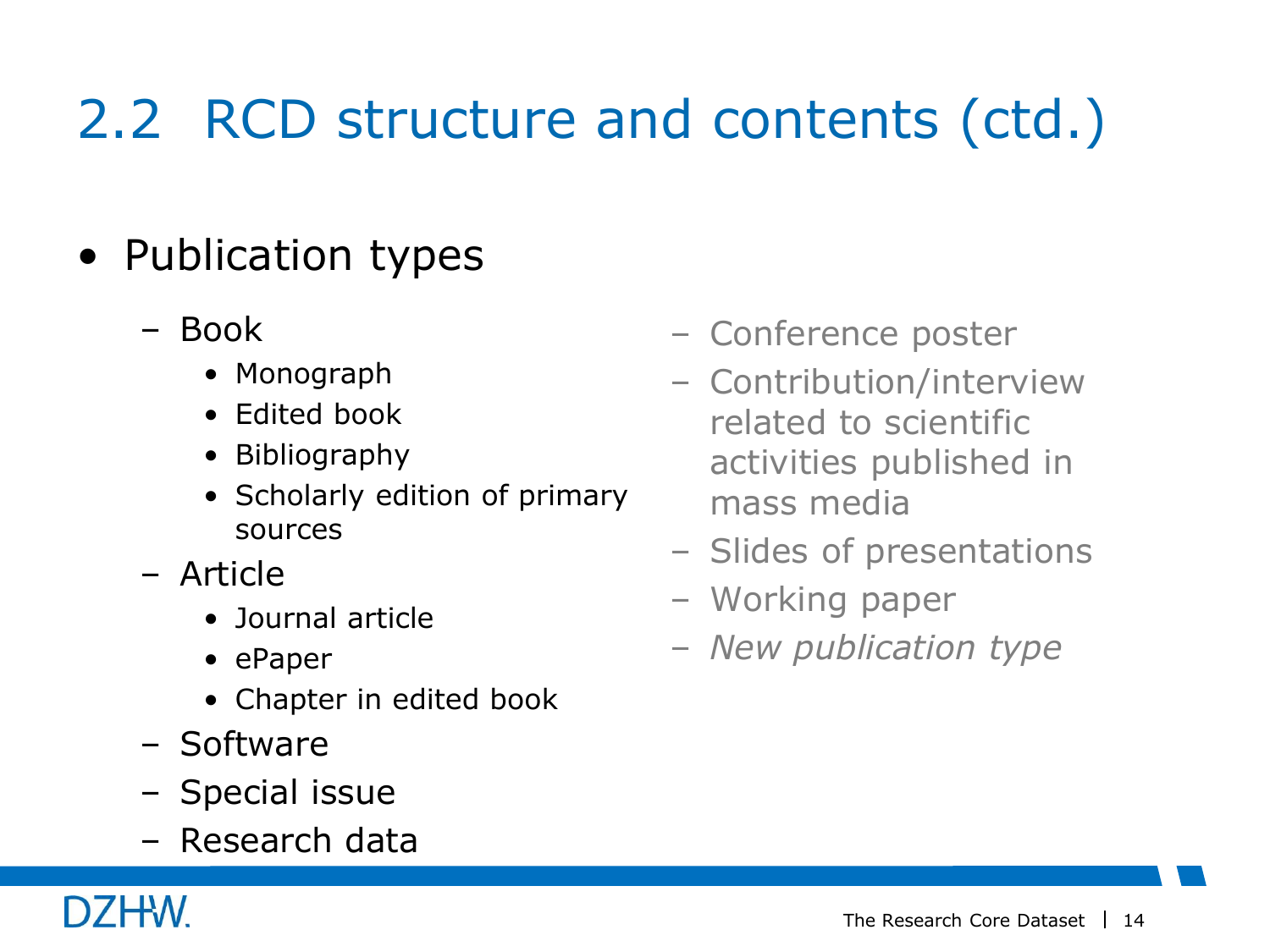# 2.2 RCD structure and contents (ctd.)

- Publication types
  - Book
    - Monograph
    - Edited book
    - Bibliography
    - Scholarly edition of primary sources
  - Article
    - Journal article
    - ePaper
    - Chapter in edited book
  - Software
  - Special issue
  - Research data
  - Conference poster
  - Contribution/interview related to scientific activities published in mass media
  - Slides of presentations
  - Working paper
  - *New publication type*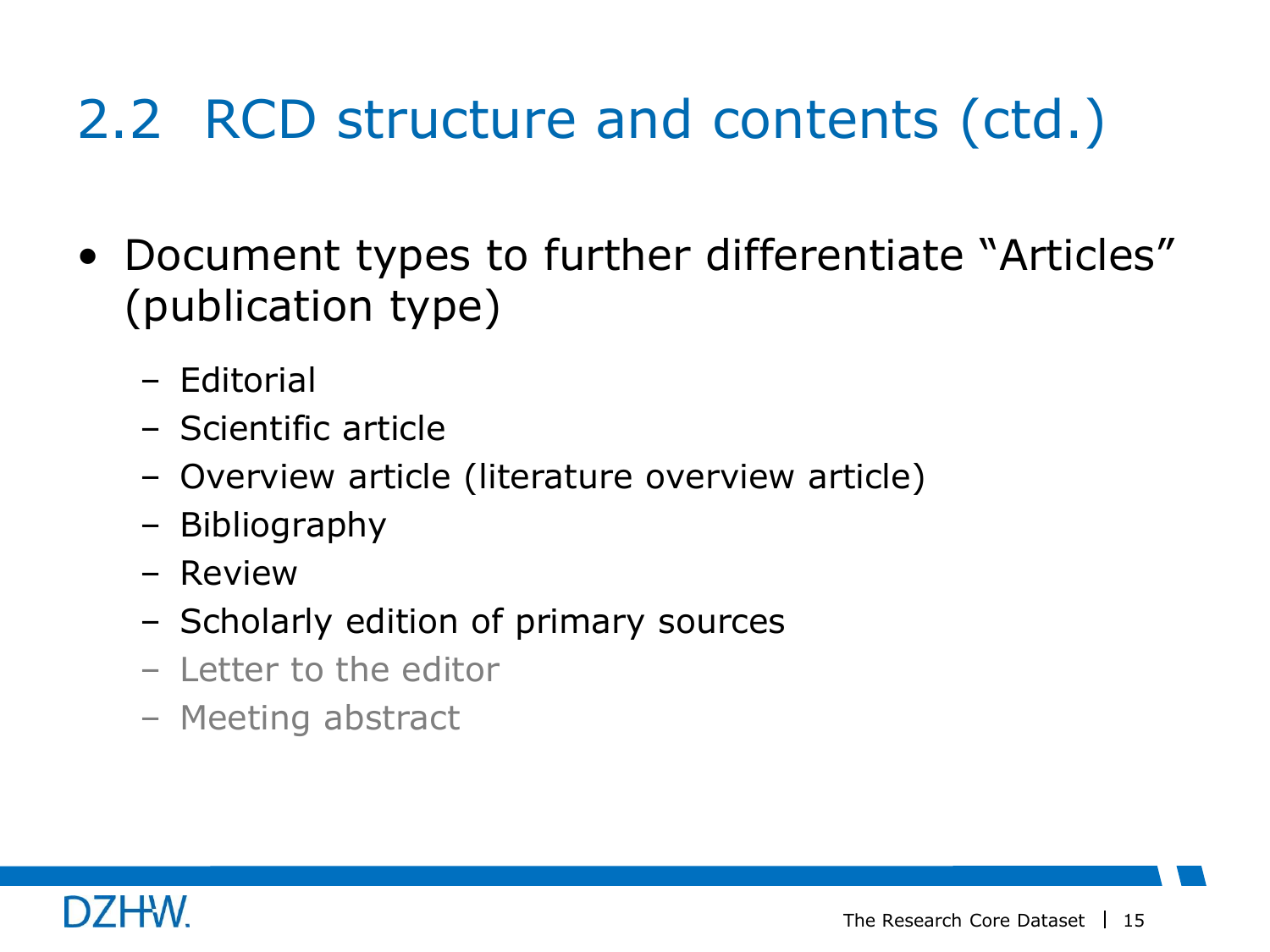## 2.2 RCD structure and contents (ctd.)

- Document types to further differentiate "Articles" (publication type)
  - Editorial
  - Scientific article
  - Overview article (literature overview article)
  - Bibliography
  - Review
  - Scholarly edition of primary sources
  - Letter to the editor
  - Meeting abstract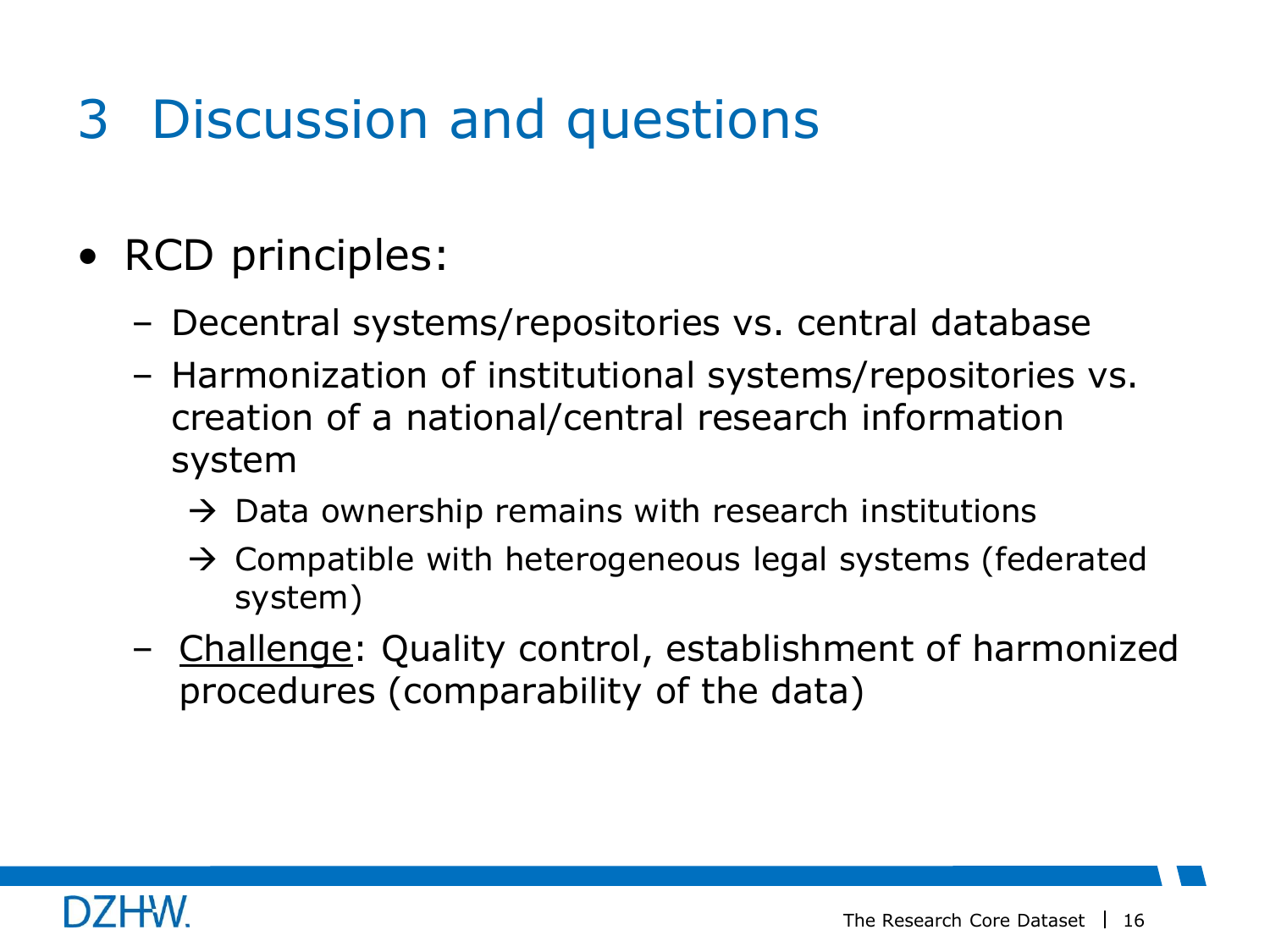# 3 Discussion and questions

- RCD principles:
  - Decentral systems/repositories vs. central database
  - Harmonization of institutional systems/repositories vs. creation of a national/central research information system
    - → Data ownership remains with research institutions
    - → Compatible with heterogeneous legal systems (federated system)
  - Challenge: Quality control, establishment of harmonized procedures (comparability of the data)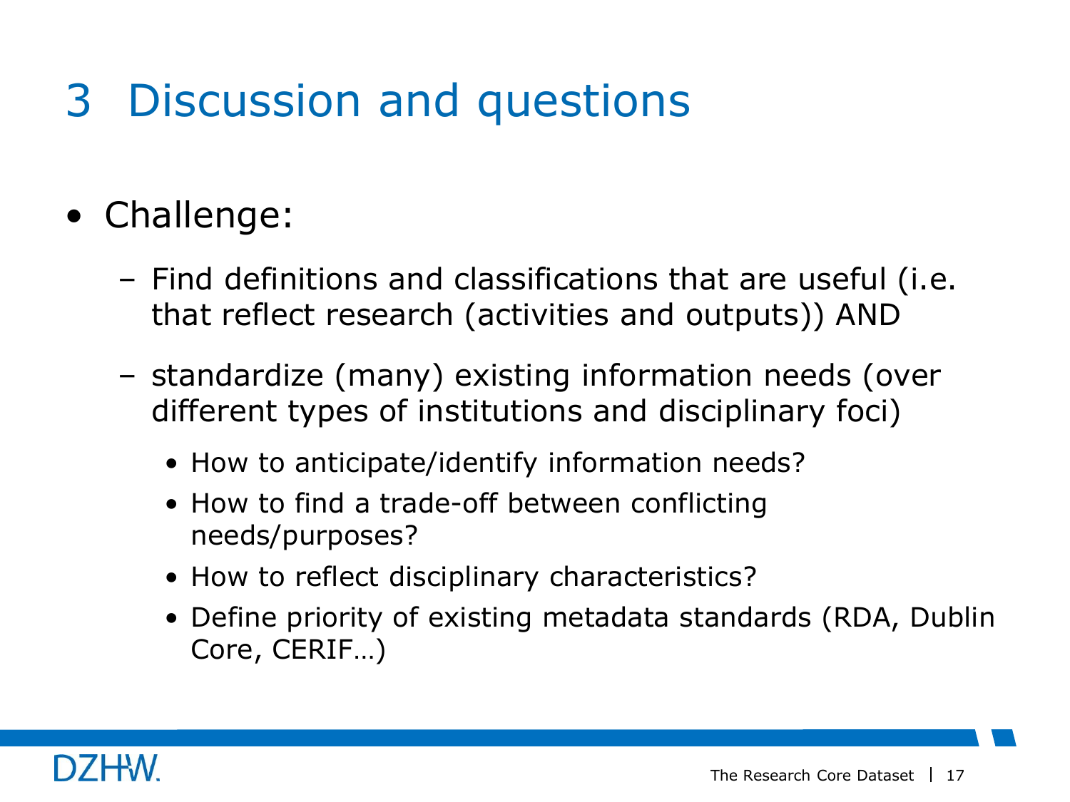# 3 Discussion and questions

- Challenge:
  - Find definitions and classifications that are useful (i.e. that reflect research (activities and outputs)) AND
  - standardize (many) existing information needs (over different types of institutions and disciplinary foci)
    - How to anticipate/identify information needs?
    - How to find a trade-off between conflicting needs/purposes?
    - How to reflect disciplinary characteristics?
    - Define priority of existing metadata standards (RDA, Dublin Core, CERIF…)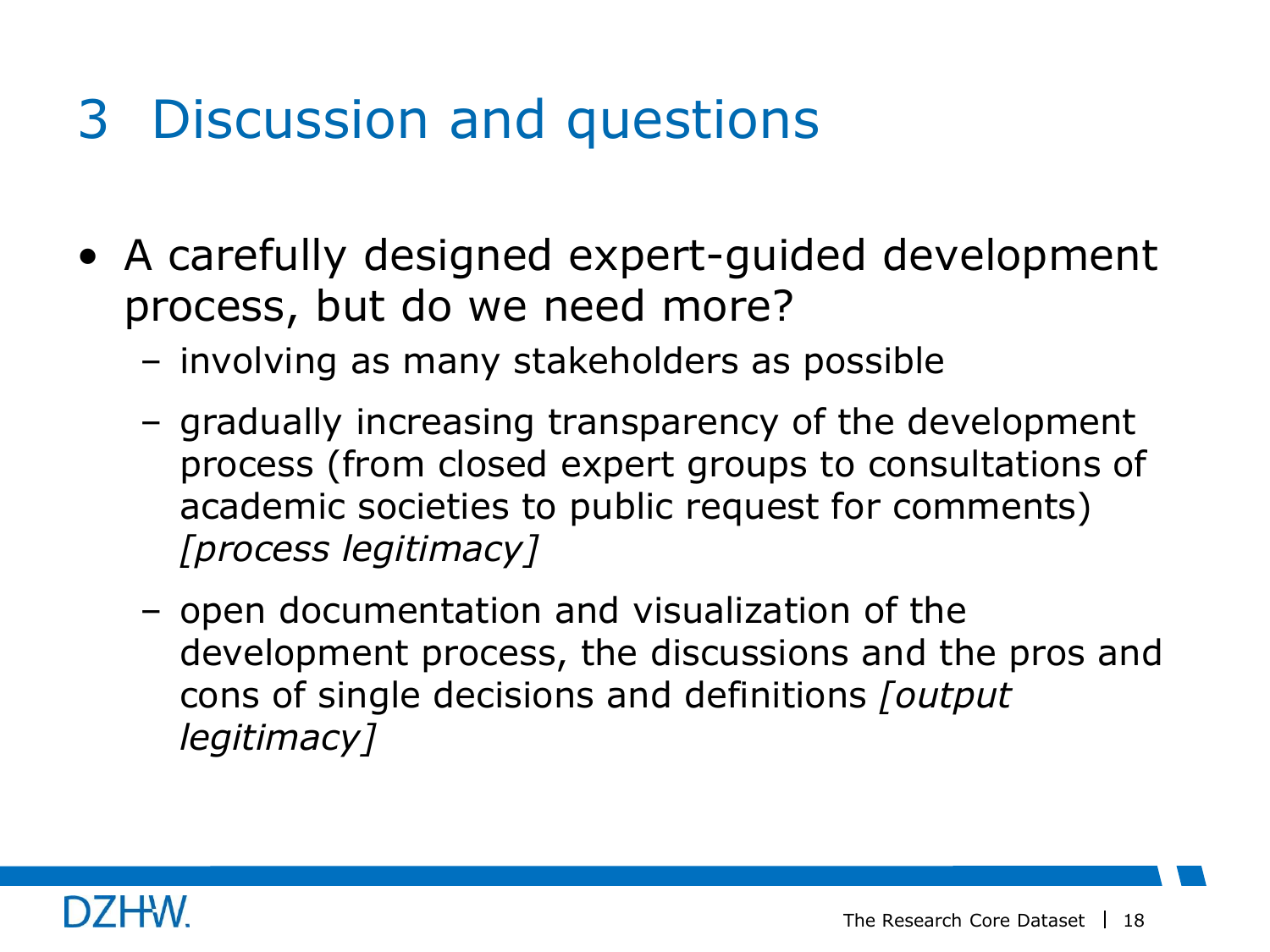# 3 Discussion and questions

- A carefully designed expert-guided development process, but do we need more?
  - involving as many stakeholders as possible
  - gradually increasing transparency of the development process (from closed expert groups to consultations of academic societies to public request for comments) *[process legitimacy]*
  - open documentation and visualization of the development process, the discussions and the pros and cons of single decisions and definitions *[output legitimacy]*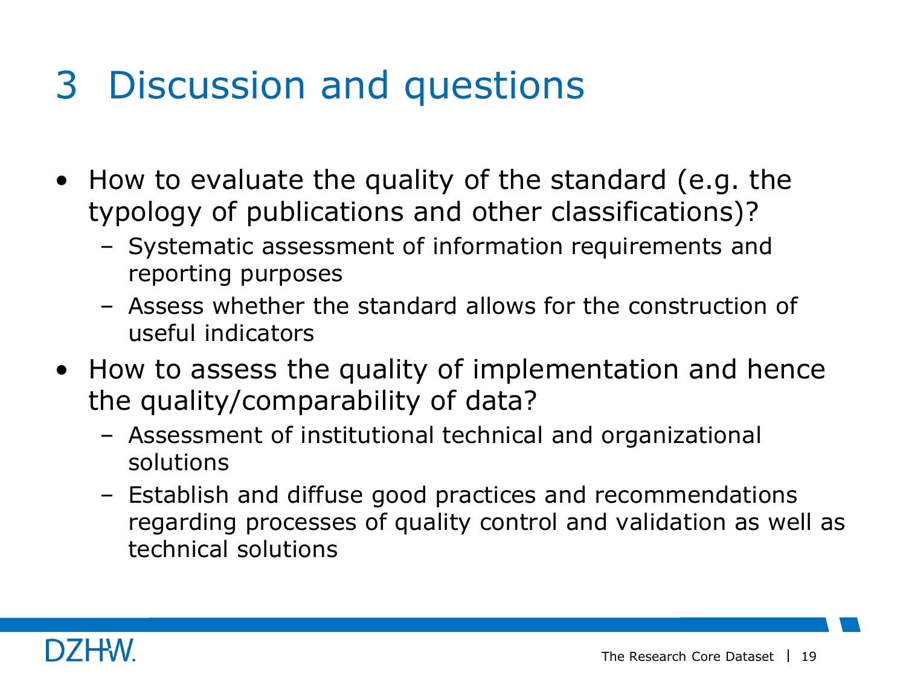# 3 Discussion and questions

- How to evaluate the quality of the standard (e.g. the typology of publications and other classifications)?
  - Systematic assessment of information requirements and reporting purposes
  - Assess whether the standard allows for the construction of useful indicators
- How to assess the quality of implementation and hence the quality/comparability of data?
  - Assessment of institutional technical and organizational solutions
  - Establish and diffuse good practices and recommendations regarding processes of quality control and validation as well as technical solutions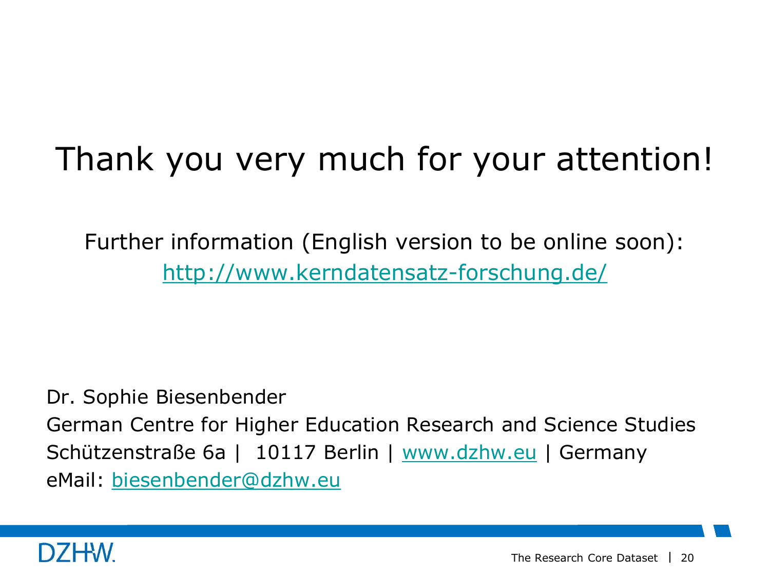# Thank you very much for your attention!

Further information (English version to be online soon):
http://www.kerndatensatz-forschung.de/

Dr. Sophie Biesenbender
German Centre for Higher Education Research and Science Studies
Schützenstraße 6a | 10117 Berlin | www.dzhw.eu | Germany
eMail: biesenbender@dzhw.eu